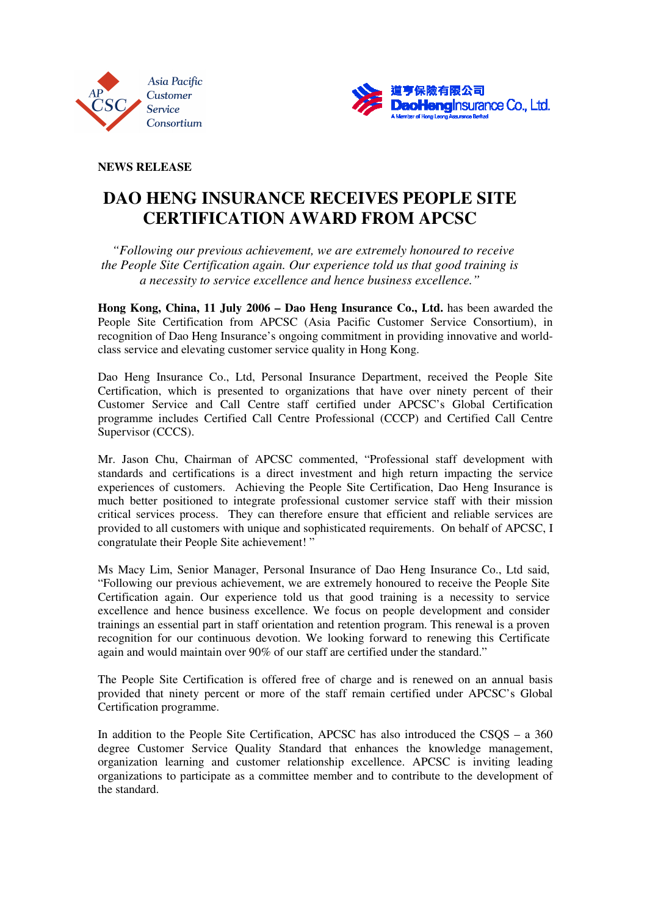AP CSC Asia Pacific Customer Service Consortium

道亨保險有限公司 DaoHeng Insurance Co., Ltd. A Member of Hong Leong Assurance Berhad

**NEWS RELEASE**

# DAO HENG INSURANCE RECEIVES PEOPLE SITE CERTIFICATION AWARD FROM APCSC

*"Following our previous achievement, we are extremely honoured to receive the People Site Certification again. Our experience told us that good training is a necessity to service excellence and hence business excellence."*

**Hong Kong, China, 11 July 2006 – Dao Heng Insurance Co., Ltd.** has been awarded the People Site Certification from APCSC (Asia Pacific Customer Service Consortium), in recognition of Dao Heng Insurance's ongoing commitment in providing innovative and world-class service and elevating customer service quality in Hong Kong.

Dao Heng Insurance Co., Ltd, Personal Insurance Department, received the People Site Certification, which is presented to organizations that have over ninety percent of their Customer Service and Call Centre staff certified under APCSC's Global Certification programme includes Certified Call Centre Professional (CCCP) and Certified Call Centre Supervisor (CCCS).

Mr. Jason Chu, Chairman of APCSC commented, "Professional staff development with standards and certifications is a direct investment and high return impacting the service experiences of customers. Achieving the People Site Certification, Dao Heng Insurance is much better positioned to integrate professional customer service staff with their mission critical services process. They can therefore ensure that efficient and reliable services are provided to all customers with unique and sophisticated requirements. On behalf of APCSC, I congratulate their People Site achievement! "

Ms Macy Lim, Senior Manager, Personal Insurance of Dao Heng Insurance Co., Ltd said, "Following our previous achievement, we are extremely honoured to receive the People Site Certification again. Our experience told us that good training is a necessity to service excellence and hence business excellence. We focus on people development and consider trainings an essential part in staff orientation and retention program. This renewal is a proven recognition for our continuous devotion. We looking forward to renewing this Certificate again and would maintain over 90% of our staff are certified under the standard."

The People Site Certification is offered free of charge and is renewed on an annual basis provided that ninety percent or more of the staff remain certified under APCSC's Global Certification programme.

In addition to the People Site Certification, APCSC has also introduced the CSQS – a 360 degree Customer Service Quality Standard that enhances the knowledge management, organization learning and customer relationship excellence. APCSC is inviting leading organizations to participate as a committee member and to contribute to the development of the standard.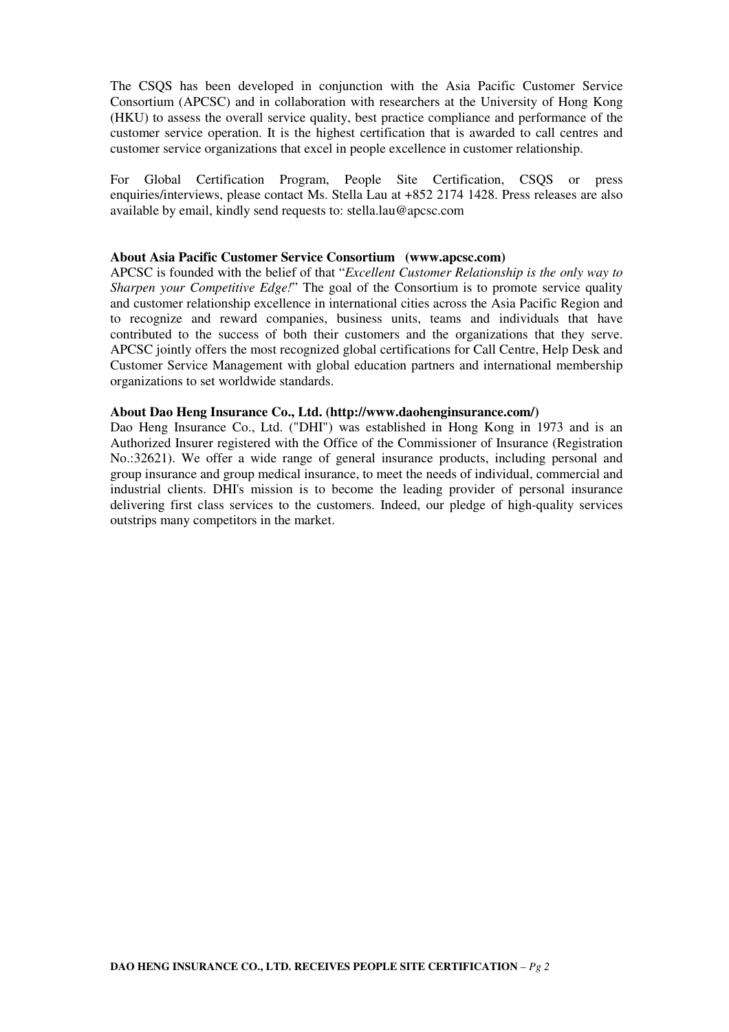The CSQS has been developed in conjunction with the Asia Pacific Customer Service Consortium (APCSC) and in collaboration with researchers at the University of Hong Kong (HKU) to assess the overall service quality, best practice compliance and performance of the customer service operation. It is the highest certification that is awarded to call centres and customer service organizations that excel in people excellence in customer relationship.

For Global Certification Program, People Site Certification, CSQS or press enquiries/interviews, please contact Ms. Stella Lau at +852 2174 1428. Press releases are also available by email, kindly send requests to: stella.lau@apcsc.com

**About Asia Pacific Customer Service Consortium (www.apcsc.com)**

APCSC is founded with the belief of that "*Excellent Customer Relationship is the only way to Sharpen your Competitive Edge!*" The goal of the Consortium is to promote service quality and customer relationship excellence in international cities across the Asia Pacific Region and to recognize and reward companies, business units, teams and individuals that have contributed to the success of both their customers and the organizations that they serve. APCSC jointly offers the most recognized global certifications for Call Centre, Help Desk and Customer Service Management with global education partners and international membership organizations to set worldwide standards.

**About Dao Heng Insurance Co., Ltd. (http://www.daohenginsurance.com/)**

Dao Heng Insurance Co., Ltd. ("DHI") was established in Hong Kong in 1973 and is an Authorized Insurer registered with the Office of the Commissioner of Insurance (Registration No.:32621). We offer a wide range of general insurance products, including personal and group insurance and group medical insurance, to meet the needs of individual, commercial and industrial clients. DHI's mission is to become the leading provider of personal insurance delivering first class services to the customers. Indeed, our pledge of high-quality services outstrips many competitors in the market.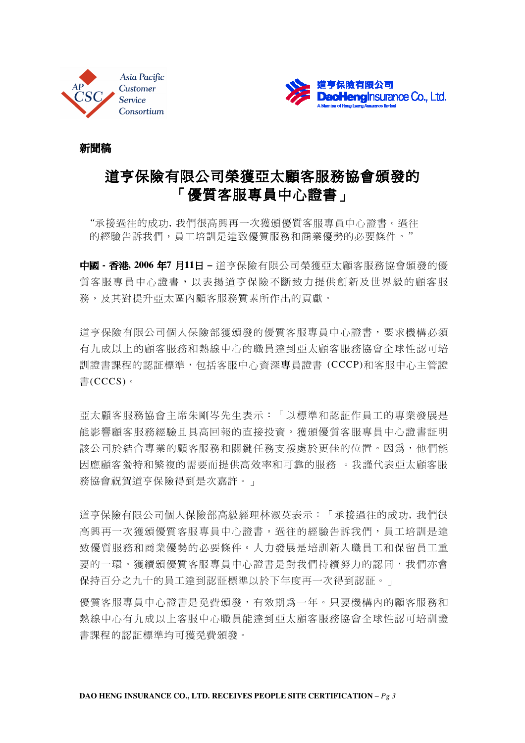新聞稿

# 道亨保險有限公司榮獲亞太顧客服務協會頒發的「優質客服專員中心證書」

"承接過往的成功, 我們很高興再一次獲頒優質客服專員中心證書。過往的經驗告訴我們，員工培訓是達致優質服務和商業優勢的必要條件。"

**中國 - 香港, 2006 年7 月11日 –** 道亨保險有限公司榮獲亞太顧客服務協會頒發的優質客服專員中心證書，以表揚道亨保險不斷致力提供創新及世界級的顧客服務，及其對提升亞太區內顧客服務質素所作出的貢獻。

道亨保險有限公司個人保險部獲頒發的優質客服專員中心證書，要求機構必須有九成以上的顧客服務和熱線中心的職員達到亞太顧客服務協會全球性認可培訓證書課程的認証標準，包括客服中心資深專員證書 (CCCP)和客服中心主管證書(CCCS)。

亞太顧客服務協會主席朱剛岑先生表示：「以標準和認証作員工的專業發展是能影響顧客服務經驗且具高回報的直接投資。獲頒優質客服專員中心證書証明該公司於結合專業的顧客服務和關鍵任務支援處於更佳的位置。因為，他們能因應顧客獨特和繁複的需要而提供高效率和可靠的服務 。我謹代表亞太顧客服務協會祝賀道亨保險得到是次嘉許。」

道亨保險有限公司個人保險部高級經理林淑英表示：「承接過往的成功, 我們很高興再一次獲頒優質客服專員中心證書。過往的經驗告訴我們，員工培訓是達致優質服務和商業優勢的必要條件。人力發展是培訓新入職員工和保留員工重要的一環。獲續頒優質客服專員中心證書是對我們持續努力的認同，我們亦會保持百分之九十的員工達到認証標準以於下年度再一次得到認証。」

優質客服專員中心證書是免費頒發，有效期為一年。只要機構內的顧客服務和熱線中心有九成以上客服中心職員能達到亞太顧客服務協會全球性認可培訓證書課程的認証標準均可獲免費頒發。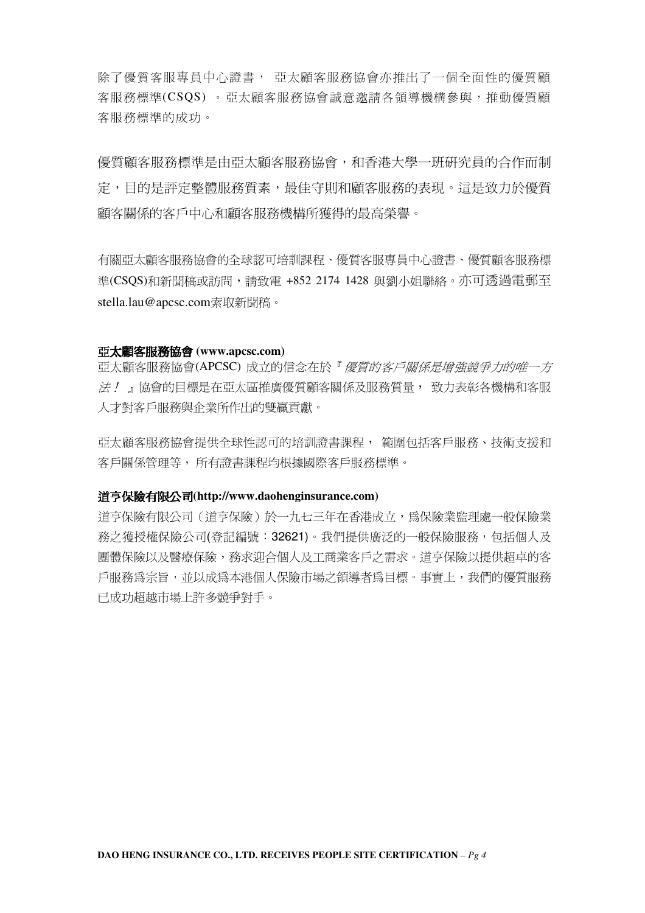除了優質客服專員中心證書， 亞太顧客服務協會亦推出了一個全面性的優質顧客服務標準(CSQS) 。亞太顧客服務協會誠意邀請各領導機構參與，推動優質顧客服務標準的成功。

優質顧客服務標準是由亞太顧客服務協會，和香港大學一班研究員的合作而制定，目的是評定整體服務質素，最佳守則和顧客服務的表現。這是致力於優質顧客關係的客戶中心和顧客服務機構所獲得的最高榮譽。

有關亞太顧客服務協會的全球認可培訓課程、優質客服專員中心證書、優質顧客服務標準(CSQS)和新聞稿或訪問，請致電 +852 2174 1428 與劉小姐聯絡。亦可透過電郵至stella.lau@apcsc.com索取新聞稿。

**亞太顧客服務協會 (www.apcsc.com)**

亞太顧客服務協會(APCSC) 成立的信念在於『*優質的客戶關係是增強競爭力的唯一方法！*』協會的目標是在亞太區推廣優質顧客關係及服務質量， 致力表彰各機構和客服人才對客戶服務與企業所作出的雙贏貢獻。

亞太顧客服務協會提供全球性認可的培訓證書課程， 範圍包括客戶服務、技術支援和客戶關係管理等， 所有證書課程均根據國際客戶服務標準。

**道亨保險有限公司(http://www.daohenginsurance.com)**

道亨保險有限公司（道亨保險）於一九七三年在香港成立，爲保險業監理處一般保險業務之獲授權保險公司(登記編號：32621)。我們提供廣泛的一般保險服務，包括個人及團體保險以及醫療保險，務求迎合個人及工商業客戶之需求。道亨保險以提供超卓的客戶服務爲宗旨，並以成爲本港個人保險市場之領導者爲目標。事實上，我們的優質服務已成功超越市場上許多競爭對手。